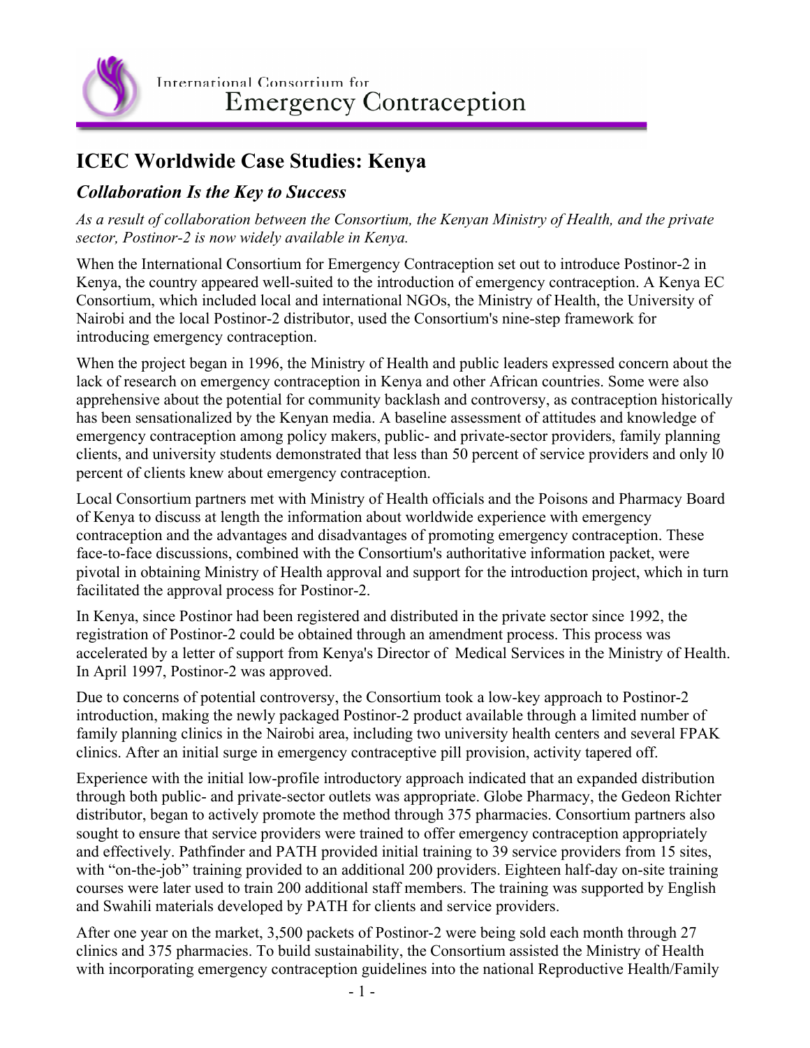International Consortium for
Emergency Contraception

# ICEC Worldwide Case Studies: Kenya

## *Collaboration Is the Key to Success*

*As a result of collaboration between the Consortium, the Kenyan Ministry of Health, and the private sector, Postinor-2 is now widely available in Kenya.*

When the International Consortium for Emergency Contraception set out to introduce Postinor-2 in Kenya, the country appeared well-suited to the introduction of emergency contraception. A Kenya EC Consortium, which included local and international NGOs, the Ministry of Health, the University of Nairobi and the local Postinor-2 distributor, used the Consortium's nine-step framework for introducing emergency contraception.

When the project began in 1996, the Ministry of Health and public leaders expressed concern about the lack of research on emergency contraception in Kenya and other African countries. Some were also apprehensive about the potential for community backlash and controversy, as contraception historically has been sensationalized by the Kenyan media. A baseline assessment of attitudes and knowledge of emergency contraception among policy makers, public- and private-sector providers, family planning clients, and university students demonstrated that less than 50 percent of service providers and only l0 percent of clients knew about emergency contraception.

Local Consortium partners met with Ministry of Health officials and the Poisons and Pharmacy Board of Kenya to discuss at length the information about worldwide experience with emergency contraception and the advantages and disadvantages of promoting emergency contraception. These face-to-face discussions, combined with the Consortium's authoritative information packet, were pivotal in obtaining Ministry of Health approval and support for the introduction project, which in turn facilitated the approval process for Postinor-2.

In Kenya, since Postinor had been registered and distributed in the private sector since 1992, the registration of Postinor-2 could be obtained through an amendment process. This process was accelerated by a letter of support from Kenya's Director of Medical Services in the Ministry of Health. In April 1997, Postinor-2 was approved.

Due to concerns of potential controversy, the Consortium took a low-key approach to Postinor-2 introduction, making the newly packaged Postinor-2 product available through a limited number of family planning clinics in the Nairobi area, including two university health centers and several FPAK clinics. After an initial surge in emergency contraceptive pill provision, activity tapered off.

Experience with the initial low-profile introductory approach indicated that an expanded distribution through both public- and private-sector outlets was appropriate. Globe Pharmacy, the Gedeon Richter distributor, began to actively promote the method through 375 pharmacies. Consortium partners also sought to ensure that service providers were trained to offer emergency contraception appropriately and effectively. Pathfinder and PATH provided initial training to 39 service providers from 15 sites, with "on-the-job" training provided to an additional 200 providers. Eighteen half-day on-site training courses were later used to train 200 additional staff members. The training was supported by English and Swahili materials developed by PATH for clients and service providers.

After one year on the market, 3,500 packets of Postinor-2 were being sold each month through 27 clinics and 375 pharmacies. To build sustainability, the Consortium assisted the Ministry of Health with incorporating emergency contraception guidelines into the national Reproductive Health/Family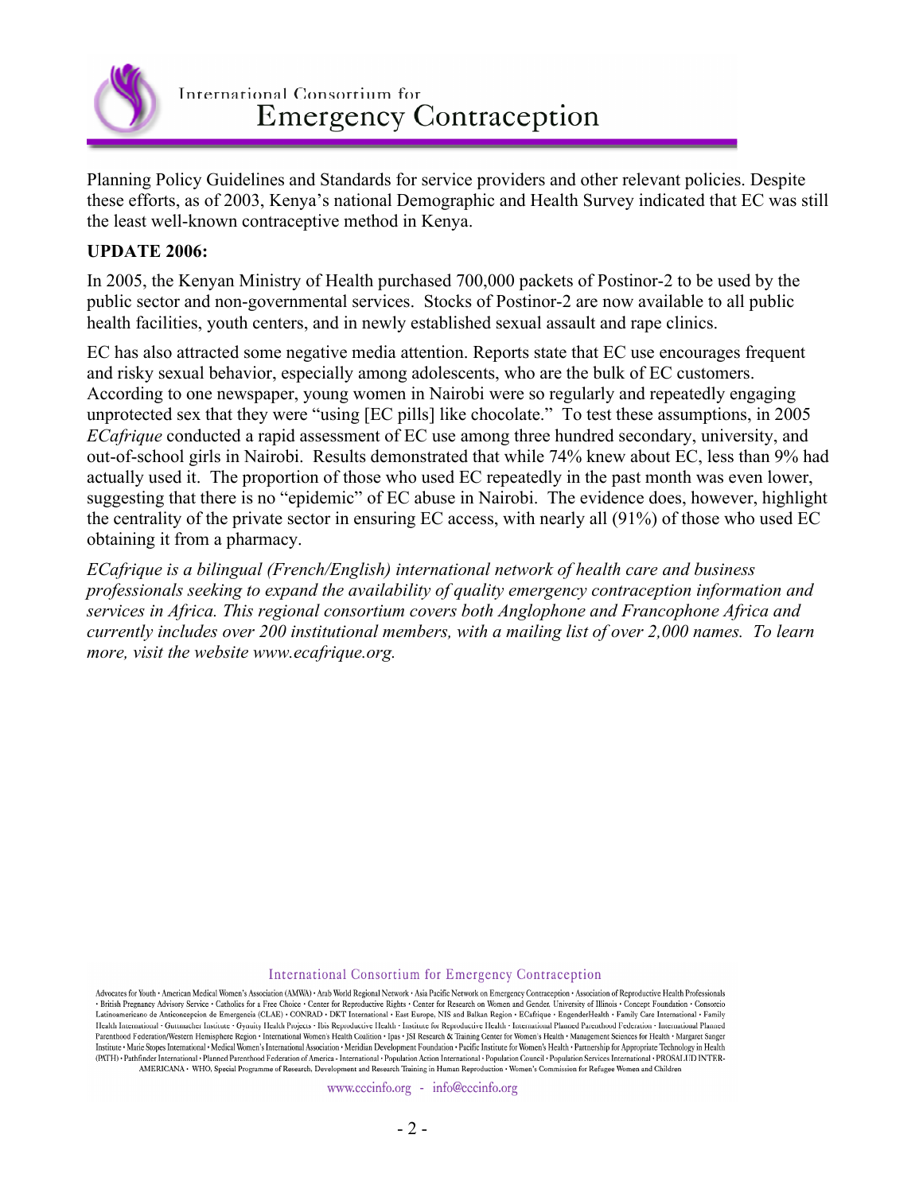Planning Policy Guidelines and Standards for service providers and other relevant policies. Despite these efforts, as of 2003, Kenya's national Demographic and Health Survey indicated that EC was still the least well-known contraceptive method in Kenya.

**UPDATE 2006:**

In 2005, the Kenyan Ministry of Health purchased 700,000 packets of Postinor-2 to be used by the public sector and non-governmental services. Stocks of Postinor-2 are now available to all public health facilities, youth centers, and in newly established sexual assault and rape clinics.

EC has also attracted some negative media attention. Reports state that EC use encourages frequent and risky sexual behavior, especially among adolescents, who are the bulk of EC customers. According to one newspaper, young women in Nairobi were so regularly and repeatedly engaging unprotected sex that they were "using [EC pills] like chocolate." To test these assumptions, in 2005 *ECafrique* conducted a rapid assessment of EC use among three hundred secondary, university, and out-of-school girls in Nairobi. Results demonstrated that while 74% knew about EC, less than 9% had actually used it. The proportion of those who used EC repeatedly in the past month was even lower, suggesting that there is no "epidemic" of EC abuse in Nairobi. The evidence does, however, highlight the centrality of the private sector in ensuring EC access, with nearly all (91%) of those who used EC obtaining it from a pharmacy.

*ECafrique is a bilingual (French/English) international network of health care and business professionals seeking to expand the availability of quality emergency contraception information and services in Africa. This regional consortium covers both Anglophone and Francophone Africa and currently includes over 200 institutional members, with a mailing list of over 2,000 names. To learn more, visit the website www.ecafrique.org.*